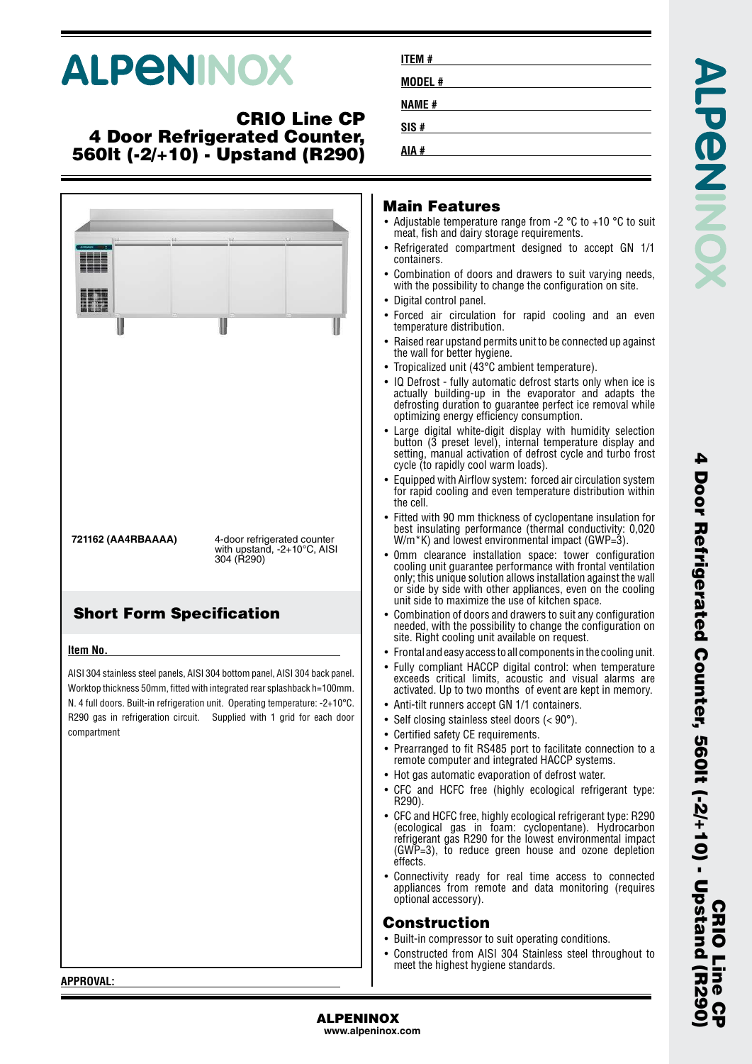# ALPENINOX

## CRIO Line CP
## 4 Door Refrigerated Counter, 560lt (-2/+10) - Upstand (R290)

**ITEM #**

**MODEL #**

**NAME #**

**SIS #**

**AIA #**

**721162 (AA4RBAAAA)** 4-door refrigerated counter with upstand, -2+10°C, AISI 304 (R290)

## Short Form Specification

**Item No.**

AISI 304 stainless steel panels, AISI 304 bottom panel, AISI 304 back panel. Worktop thickness 50mm, fitted with integrated rear splashback h=100mm. N. 4 full doors. Built-in refrigeration unit. Operating temperature: -2+10°C. R290 gas in refrigeration circuit. Supplied with 1 grid for each door compartment

## Main Features

- Adjustable temperature range from -2 °C to +10 °C to suit meat, fish and dairy storage requirements.
- Refrigerated compartment designed to accept GN 1/1 containers.
- Combination of doors and drawers to suit varying needs, with the possibility to change the configuration on site.
- Digital control panel.
- Forced air circulation for rapid cooling and an even temperature distribution.
- Raised rear upstand permits unit to be connected up against the wall for better hygiene.
- Tropicalized unit (43°C ambient temperature).
- IQ Defrost - fully automatic defrost starts only when ice is actually building-up in the evaporator and adapts the defrosting duration to guarantee perfect ice removal while optimizing energy efficiency consumption.
- Large digital white-digit display with humidity selection button (3 preset level), internal temperature display and setting, manual activation of defrost cycle and turbo frost cycle (to rapidly cool warm loads).
- Equipped with Airflow system: forced air circulation system for rapid cooling and even temperature distribution within the cell.
- Fitted with 90 mm thickness of cyclopentane insulation for best insulating performance (thermal conductivity: 0,020 W/m*K) and lowest environmental impact (GWP=3).
- 0mm clearance installation space: tower configuration cooling unit guarantee performance with frontal ventilation only; this unique solution allows installation against the wall or side by side with other appliances, even on the cooling unit side to maximize the use of kitchen space.
- Combination of doors and drawers to suit any configuration needed, with the possibility to change the configuration on site. Right cooling unit available on request.
- Frontal and easy access to all components in the cooling unit.
- Fully compliant HACCP digital control: when temperature exceeds critical limits, acoustic and visual alarms are activated. Up to two months of event are kept in memory.
- Anti-tilt runners accept GN 1/1 containers.
- Self closing stainless steel doors (< 90°).
- Certified safety CE requirements.
- Prearranged to fit RS485 port to facilitate connection to a remote computer and integrated HACCP systems.
- Hot gas automatic evaporation of defrost water.
- CFC and HCFC free (highly ecological refrigerant type: R290).
- CFC and HCFC free, highly ecological refrigerant type: R290 (ecological gas in foam: cyclopentane). Hydrocarbon refrigerant gas R290 for the lowest environmental impact (GWP=3), to reduce green house and ozone depletion effects.
- Connectivity ready for real time access to connected appliances from remote and data monitoring (requires optional accessory).

## Construction

- Built-in compressor to suit operating conditions.
- Constructed from AISI 304 Stainless steel throughout to meet the highest hygiene standards.

**APPROVAL:**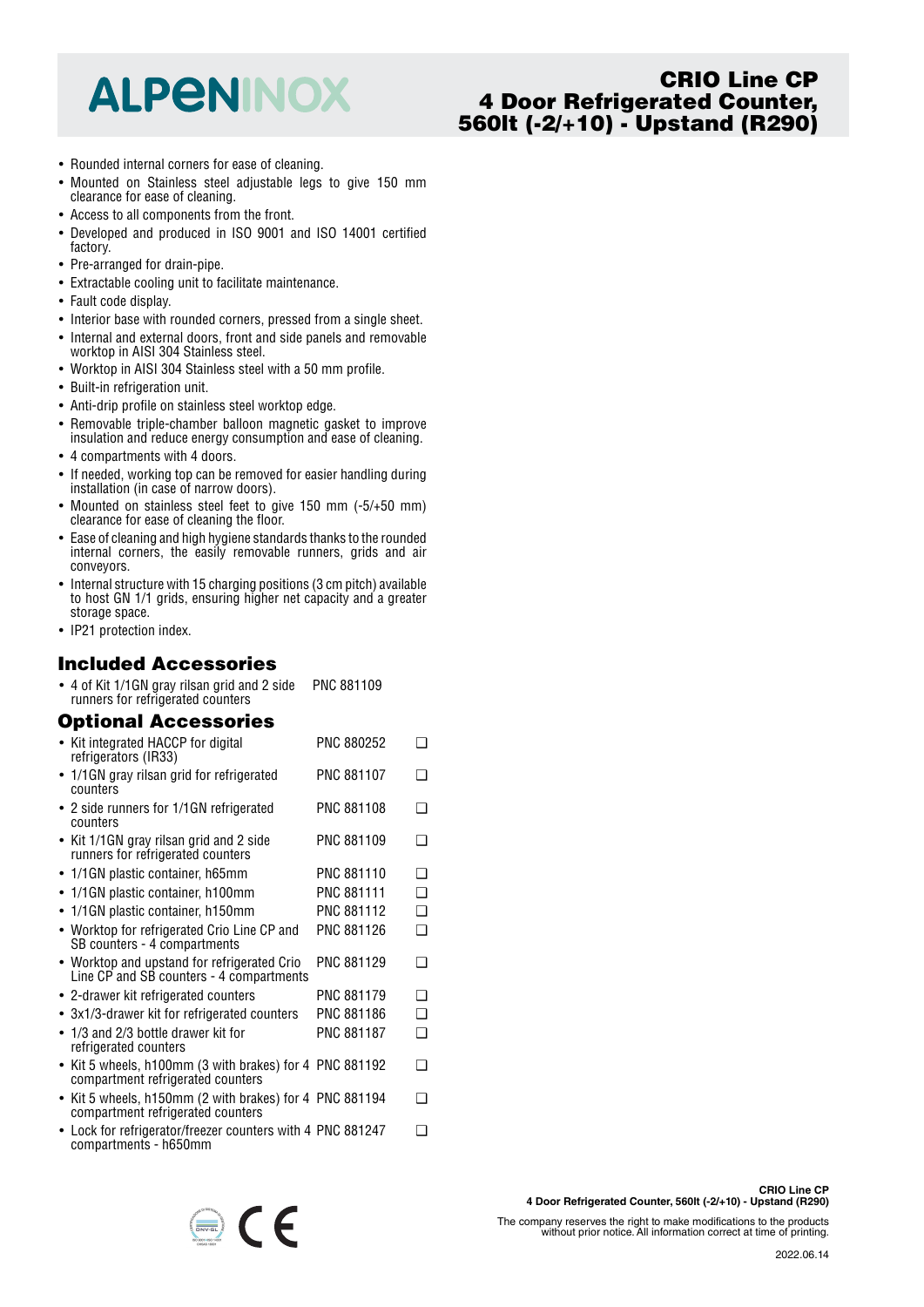# CRIO Line CP 4 Door Refrigerated Counter, 560lt (-2/+10) - Upstand (R290)

- Rounded internal corners for ease of cleaning.
- Mounted on Stainless steel adjustable legs to give 150 mm clearance for ease of cleaning.
- Access to all components from the front.
- Developed and produced in ISO 9001 and ISO 14001 certified factory.
- Pre-arranged for drain-pipe.
- Extractable cooling unit to facilitate maintenance.
- Fault code display.
- Interior base with rounded corners, pressed from a single sheet.
- Internal and external doors, front and side panels and removable worktop in AISI 304 Stainless steel.
- Worktop in AISI 304 Stainless steel with a 50 mm profile.
- Built-in refrigeration unit.
- Anti-drip profile on stainless steel worktop edge.
- Removable triple-chamber balloon magnetic gasket to improve insulation and reduce energy consumption and ease of cleaning.
- 4 compartments with 4 doors.
- If needed, working top can be removed for easier handling during installation (in case of narrow doors).
- Mounted on stainless steel feet to give 150 mm (-5/+50 mm) clearance for ease of cleaning the floor.
- Ease of cleaning and high hygiene standards thanks to the rounded internal corners, the easily removable runners, grids and air conveyors.
- Internal structure with 15 charging positions (3 cm pitch) available to host GN 1/1 grids, ensuring higher net capacity and a greater storage space.
- IP21 protection index.

## Included Accessories

| Item | PNC |
|---|---|
| 4 of Kit 1/1GN gray rilsan grid and 2 side runners for refrigerated counters | PNC 881109 |

## Optional Accessories

| Item | PNC | |
|---|---|---|
| Kit integrated HACCP for digital refrigerators (IR33) | PNC 880252 | ❑ |
| 1/1GN gray rilsan grid for refrigerated counters | PNC 881107 | ❑ |
| 2 side runners for 1/1GN refrigerated counters | PNC 881108 | ❑ |
| Kit 1/1GN gray rilsan grid and 2 side runners for refrigerated counters | PNC 881109 | ❑ |
| 1/1GN plastic container, h65mm | PNC 881110 | ❑ |
| 1/1GN plastic container, h100mm | PNC 881111 | ❑ |
| 1/1GN plastic container, h150mm | PNC 881112 | ❑ |
| Worktop for refrigerated Crio Line CP and SB counters - 4 compartments | PNC 881126 | ❑ |
| Worktop and upstand for refrigerated Crio Line CP and SB counters - 4 compartments | PNC 881129 | ❑ |
| 2-drawer kit refrigerated counters | PNC 881179 | ❑ |
| 3x1/3-drawer kit for refrigerated counters | PNC 881186 | ❑ |
| 1/3 and 2/3 bottle drawer kit for refrigerated counters | PNC 881187 | ❑ |
| Kit 5 wheels, h100mm (3 with brakes) for 4 compartment refrigerated counters | PNC 881192 | ❑ |
| Kit 5 wheels, h150mm (2 with brakes) for 4 compartment refrigerated counters | PNC 881194 | ❑ |
| Lock for refrigerator/freezer counters with 4 compartments - h650mm | PNC 881247 | ❑ |

The company reserves the right to make modifications to the products without prior notice. All information correct at time of printing.

2022.06.14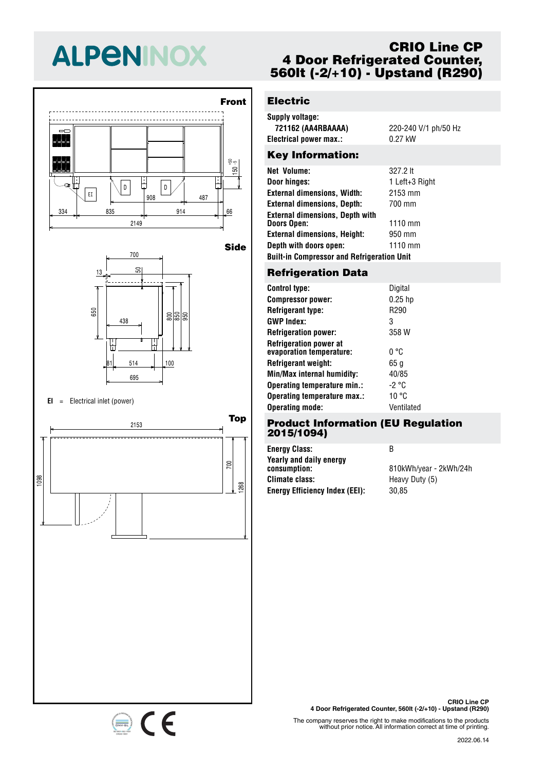# ALPENINOX

## CRIO Line CP
## 4 Door Refrigerated Counter, 560lt (-2/+10) - Upstand (R290)

**Front**

**Side**

**EI** = Electrical inlet (power)

**Top**

## Electric

| | |
|---|---|
| **Supply voltage:** | |
| **721162 (AA4RBAAAA)** | 220-240 V/1 ph/50 Hz |
| **Electrical power max.:** | 0.27 kW |

## Key Information:

| | |
|---|---|
| **Net Volume:** | 327.2 lt |
| **Door hinges:** | 1 Left+3 Right |
| **External dimensions, Width:** | 2153 mm |
| **External dimensions, Depth:** | 700 mm |
| **External dimensions, Depth with Doors Open:** | 1110 mm |
| **External dimensions, Height:** | 950 mm |
| **Depth with doors open:** | 1110 mm |

**Built-in Compressor and Refrigeration Unit**

## Refrigeration Data

| | |
|---|---|
| **Control type:** | Digital |
| **Compressor power:** | 0.25 hp |
| **Refrigerant type:** | R290 |
| **GWP Index:** | 3 |
| **Refrigeration power:** | 358 W |
| **Refrigeration power at evaporation temperature:** | 0 °C |
| **Refrigerant weight:** | 65 g |
| **Min/Max internal humidity:** | 40/85 |
| **Operating temperature min.:** | -2 °C |
| **Operating temperature max.:** | 10 °C |
| **Operating mode:** | Ventilated |

## Product Information (EU Regulation 2015/1094)

| | |
|---|---|
| **Energy Class:** | B |
| **Yearly and daily energy consumption:** | 810kWh/year - 2kWh/24h |
| **Climate class:** | Heavy Duty (5) |
| **Energy Efficiency Index (EEI):** | 30,85 |

The company reserves the right to make modifications to the products without prior notice. All information correct at time of printing.

2022.06.14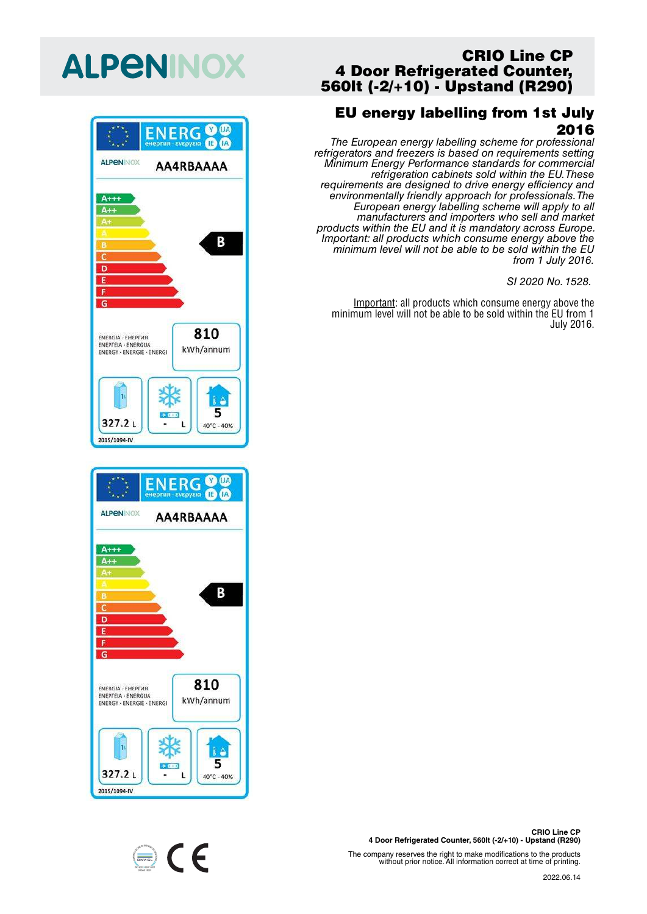# ALPENINOX

## CRIO Line CP 4 Door Refrigerated Counter, 560lt (-2/+10) - Upstand (R290)

## EU energy labelling from 1st July 2016

*The European energy labelling scheme for professional refrigerators and freezers is based on requirements setting Minimum Energy Performance standards for commercial refrigeration cabinets sold within the EU. These requirements are designed to drive energy efficiency and environmentally friendly approach for professionals. The European energy labelling scheme will apply to all manufacturers and importers who sell and market products within the EU and it is mandatory across Europe. Important: all products which consume energy above the minimum level will not be able to be sold within the EU from 1 July 2016.*

*SI 2020 No. 1528.*

Important: all products which consume energy above the minimum level will not be able to be sold within the EU from 1 July 2016.

ENERG
енергия · ενεργεια
Y IJA IE IA

ALPENINOX AA4RBAAAA

A+++
A++
A+
A
B
C
D
E
F
G

B

ENERGIA · ЕНЕРГИЯ
ΕΝΕΡΓΕΙΑ · ENERGIJA
ENERGY · ENERGIE · ENERGI

810 kWh/annum

327.2 L

\- L

5
40°C - 40%

2015/1094-IV

ENERG
енергия · ενεργεια
Y IJA IE IA

ALPENINOX AA4RBAAAA

A+++
A++
A+
A
B
C
D
E
F
G

B

ENERGIA · ЕНЕРГИЯ
ΕΝΕΡΓΕΙΑ · ENERGIJA
ENERGY · ENERGIE · ENERGI

810 kWh/annum

327.2 L

\- L

5
40°C - 40%

2015/1094-IV

The company reserves the right to make modifications to the products without prior notice. All information correct at time of printing.

2022.06.14